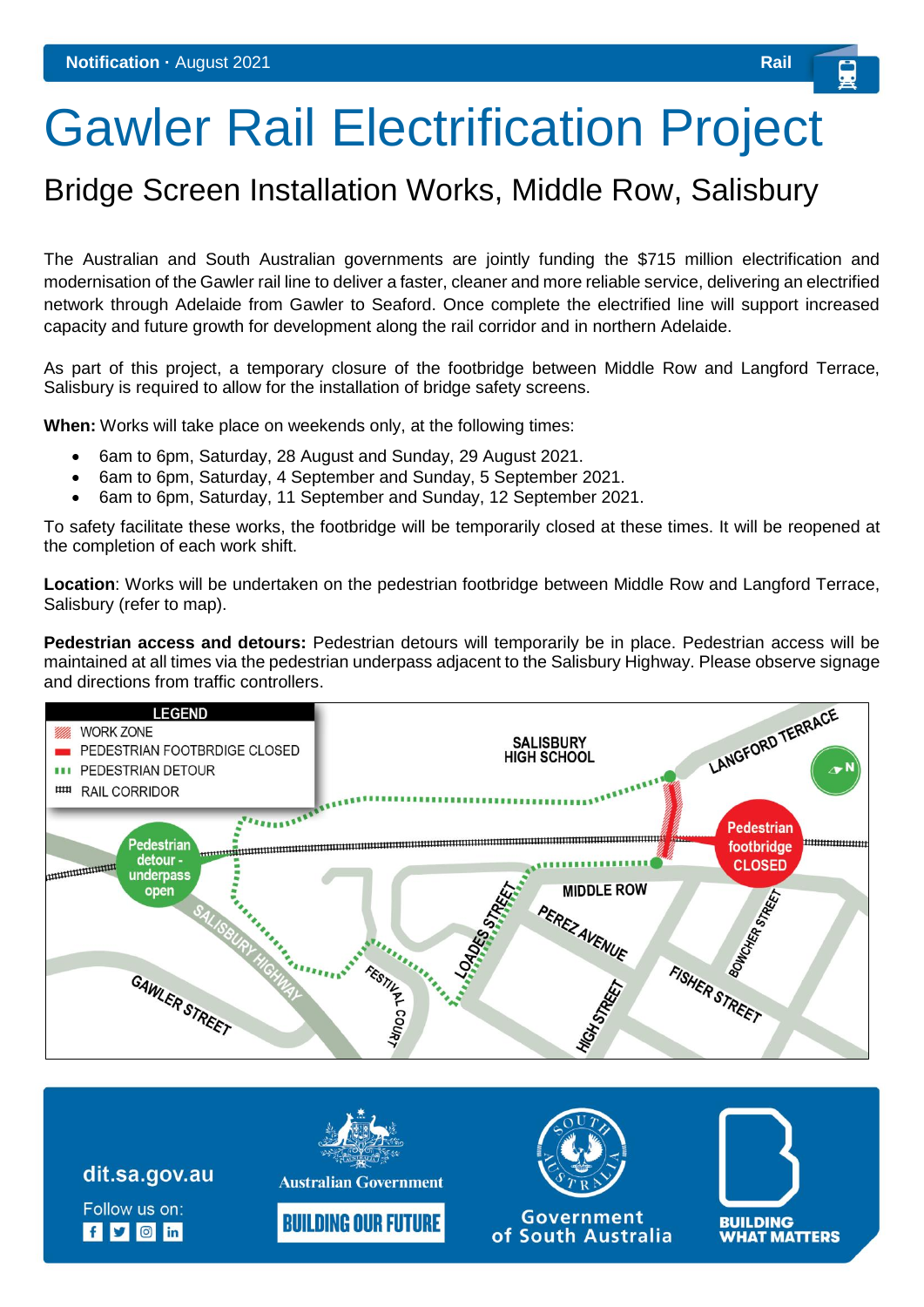**Notification** · August 2021 — Rail

# Gawler Rail Electrification Project

## Bridge Screen Installation Works, Middle Row, Salisbury

The Australian and South Australian governments are jointly funding the $715 million electrification and modernisation of the Gawler rail line to deliver a faster, cleaner and more reliable service, delivering an electrified network through Adelaide from Gawler to Seaford. Once complete the electrified line will support increased capacity and future growth for development along the rail corridor and in northern Adelaide.

As part of this project, a temporary closure of the footbridge between Middle Row and Langford Terrace, Salisbury is required to allow for the installation of bridge safety screens.

**When:** Works will take place on weekends only, at the following times:

- 6am to 6pm, Saturday, 28 August and Sunday, 29 August 2021.
- 6am to 6pm, Saturday, 4 September and Sunday, 5 September 2021.
- 6am to 6pm, Saturday, 11 September and Sunday, 12 September 2021.

To safety facilitate these works, the footbridge will be temporarily closed at these times. It will be reopened at the completion of each work shift.

**Location**: Works will be undertaken on the pedestrian footbridge between Middle Row and Langford Terrace, Salisbury (refer to map).

**Pedestrian access and detours:** Pedestrian detours will temporarily be in place. Pedestrian access will be maintained at all times via the pedestrian underpass adjacent to the Salisbury Highway. Please observe signage and directions from traffic controllers.

LEGEND
- WORK ZONE
- PEDESTRIAN FOOTBRDIGE CLOSED
- PEDESTRIAN DETOUR
- RAIL CORRIDOR

SALISBURY HIGH SCHOOL · LANGFORD TERRACE · Pedestrian detour - underpass open · Pedestrian footbridge CLOSED · MIDDLE ROW · LOADES STREET · PEREZ AVENUE · SALISBURY HIGHWAY · GAWLER STREET · FESTIVAL COURT · HIGH STREET · FISHER STREET · BOWCHER STREET · N

dit.sa.gov.au

Follow us on:

Australian Government — BUILDING OUR FUTURE

Government of South Australia

BUILDING WHAT MATTERS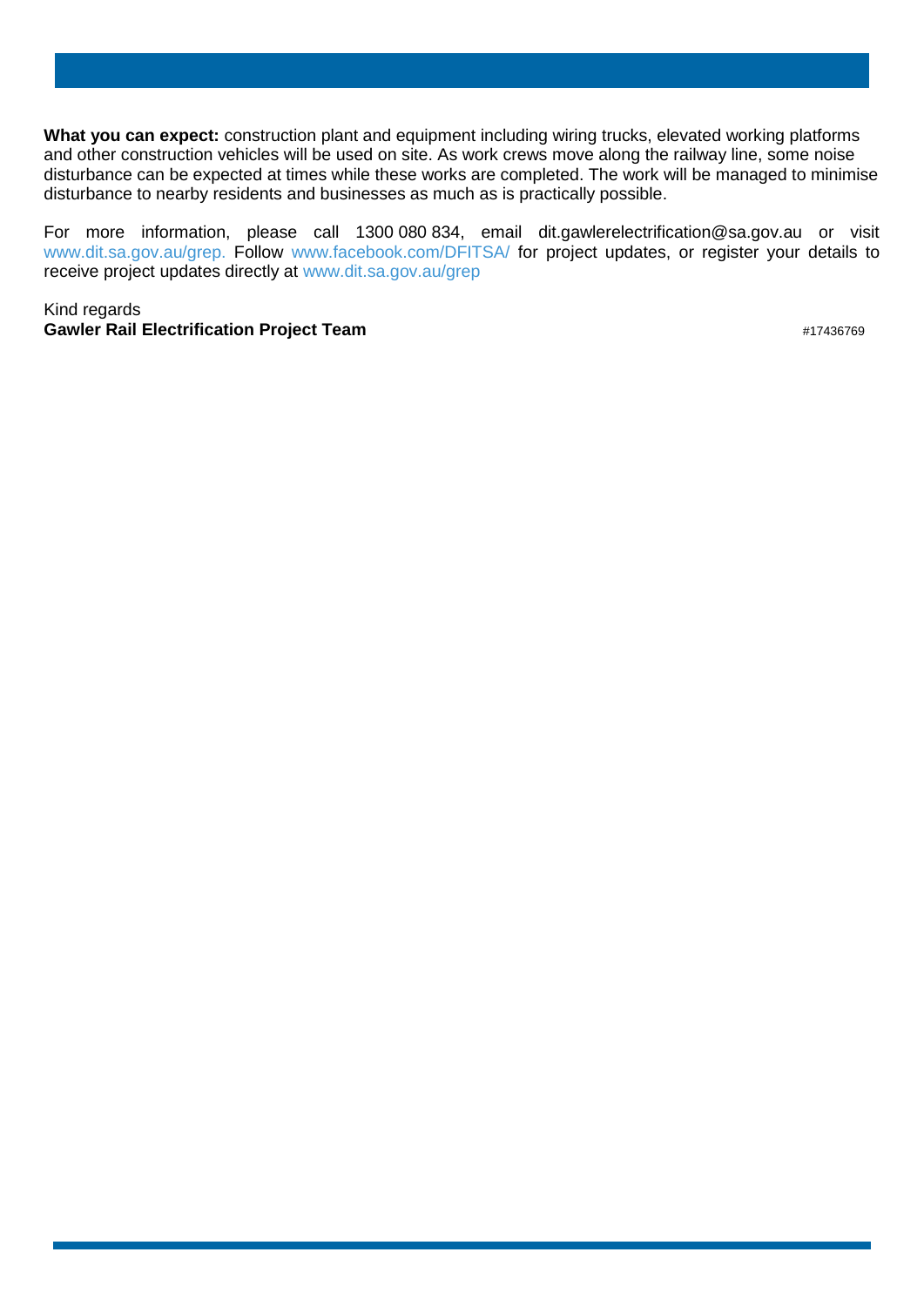**What you can expect:** construction plant and equipment including wiring trucks, elevated working platforms and other construction vehicles will be used on site. As work crews move along the railway line, some noise disturbance can be expected at times while these works are completed. The work will be managed to minimise disturbance to nearby residents and businesses as much as is practically possible.

For more information, please call 1300 080 834, email dit.gawlerelectrification@sa.gov.au or visit www.dit.sa.gov.au/grep. Follow www.facebook.com/DFITSA/ for project updates, or register your details to receive project updates directly at www.dit.sa.gov.au/grep

Kind regards
**Gawler Rail Electrification Project Team**

#17436769